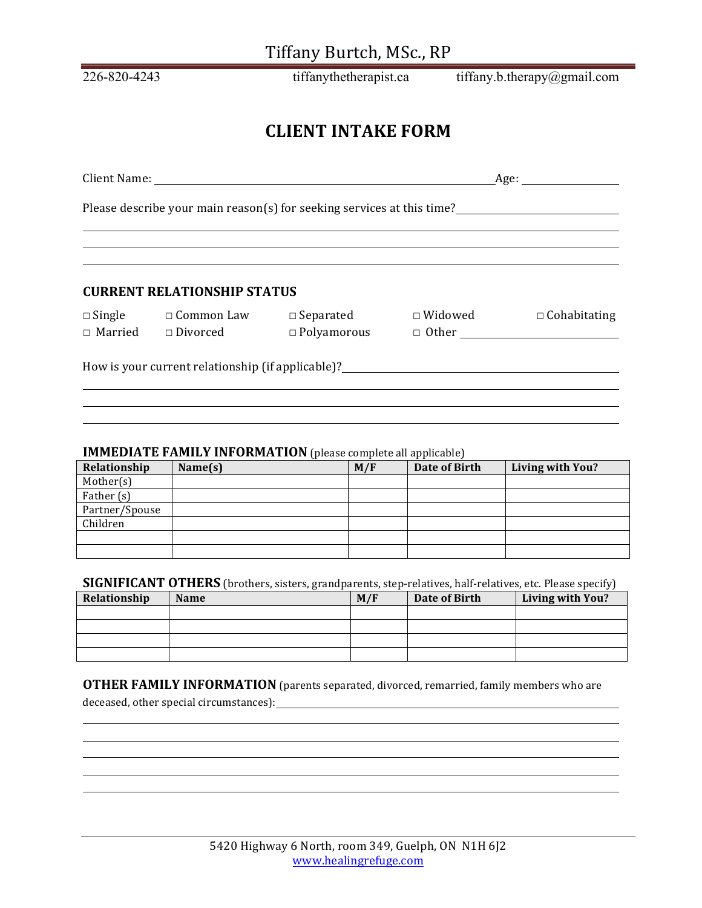# Tiffany Burtch, MSc., RP

226-820-4243 tiffanythetherapist.ca tiffany.b.therapy@gmail.com

## CLIENT INTAKE FORM

Client Name: ______________________________________________ Age: ____________

Please describe your main reason(s) for seeking services at this time? ______________________

_____________________________________________________________________________

_____________________________________________________________________________

_____________________________________________________________________________

### CURRENT RELATIONSHIP STATUS

□ Single □ Common Law □ Separated □ Widowed □ Cohabitating

□ Married □ Divorced □ Polyamorous □ Other ____________________

How is your current relationship (if applicable)? ____________________________________

_____________________________________________________________________________

_____________________________________________________________________________

_____________________________________________________________________________

**IMMEDIATE FAMILY INFORMATION** (please complete all applicable)

| Relationship | Name(s) | M/F | Date of Birth | Living with You? |
|---|---|---|---|---|
| Mother(s) | | | | |
| Father (s) | | | | |
| Partner/Spouse | | | | |
| Children | | | | |
| | | | | |
| | | | | |

**SIGNIFICANT OTHERS** (brothers, sisters, grandparents, step-relatives, half-relatives, etc. Please specify)

| Relationship | Name | M/F | Date of Birth | Living with You? |
|---|---|---|---|---|
| | | | | |
| | | | | |
| | | | | |
| | | | | |

**OTHER FAMILY INFORMATION** (parents separated, divorced, remarried, family members who are deceased, other special circumstances): ______________________________________

_____________________________________________________________________________

_____________________________________________________________________________

_____________________________________________________________________________

_____________________________________________________________________________

_____________________________________________________________________________

5420 Highway 6 North, room 349, Guelph, ON N1H 6J2
www.healingrefuge.com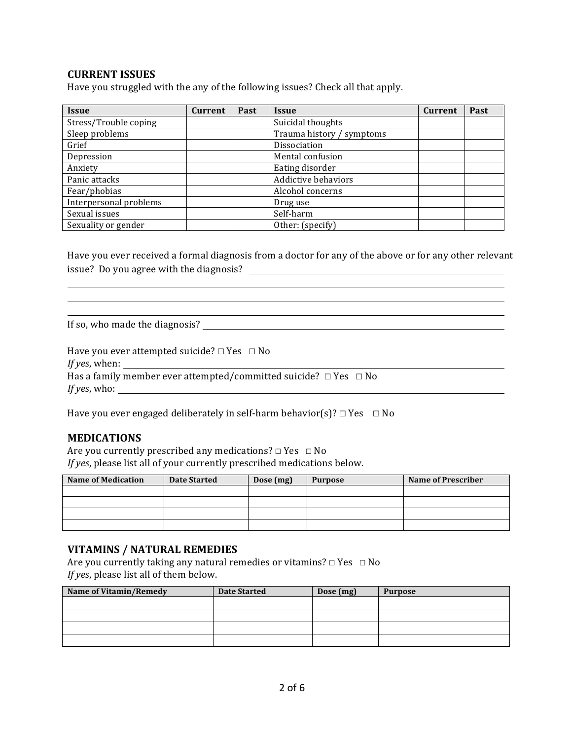## CURRENT ISSUES

Have you struggled with the any of the following issues? Check all that apply.

| Issue | Current | Past | Issue | Current | Past |
|---|---|---|---|---|---|
| Stress/Trouble coping | | | Suicidal thoughts | | |
| Sleep problems | | | Trauma history / symptoms | | |
| Grief | | | Dissociation | | |
| Depression | | | Mental confusion | | |
| Anxiety | | | Eating disorder | | |
| Panic attacks | | | Addictive behaviors | | |
| Fear/phobias | | | Alcohol concerns | | |
| Interpersonal problems | | | Drug use | | |
| Sexual issues | | | Self-harm | | |
| Sexuality or gender | | | Other: (specify) | | |

Have you ever received a formal diagnosis from a doctor for any of the above or for any other relevant issue? Do you agree with the diagnosis? ______________________________

______________________________

______________________________

______________________________

If so, who made the diagnosis? ______________________________

Have you ever attempted suicide? □ Yes □ No

*If yes*, when: ______________________________

Has a family member ever attempted/committed suicide? □ Yes □ No

*If yes*, who: ______________________________

Have you ever engaged deliberately in self-harm behavior(s)? □ Yes □ No

## MEDICATIONS

Are you currently prescribed any medications? □ Yes □ No

*If yes*, please list all of your currently prescribed medications below.

| Name of Medication | Date Started | Dose (mg) | Purpose | Name of Prescriber |
|---|---|---|---|---|
| | | | | |
| | | | | |
| | | | | |
| | | | | |

## VITAMINS / NATURAL REMEDIES

Are you currently taking any natural remedies or vitamins? □ Yes □ No

*If yes*, please list all of them below.

| Name of Vitamin/Remedy | Date Started | Dose (mg) | Purpose |
|---|---|---|---|
| | | | |
| | | | |
| | | | |
| | | | |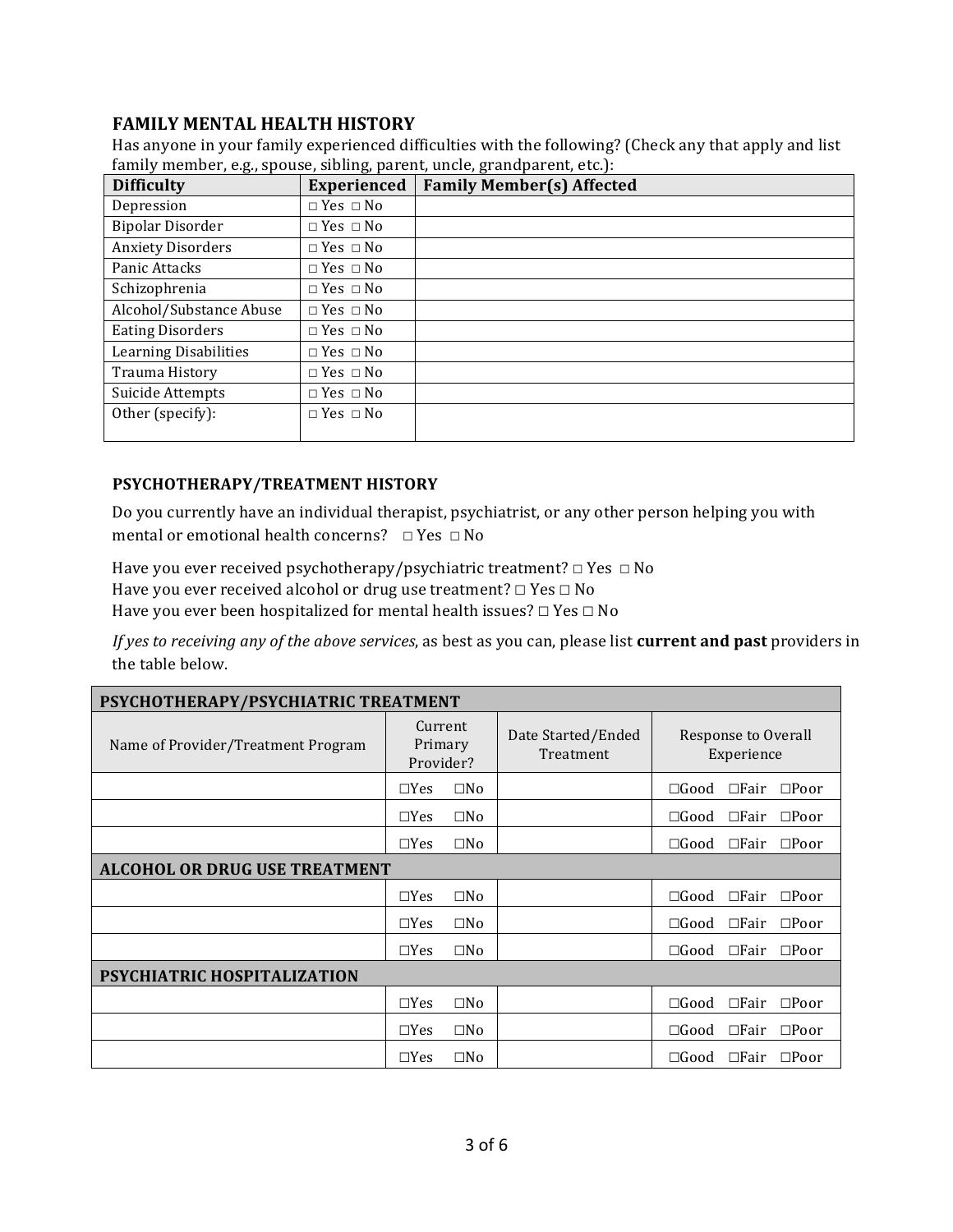## FAMILY MENTAL HEALTH HISTORY

Has anyone in your family experienced difficulties with the following? (Check any that apply and list family member, e.g., spouse, sibling, parent, uncle, grandparent, etc.):

| Difficulty | Experienced | Family Member(s) Affected |
|---|---|---|
| Depression | □ Yes □ No | |
| Bipolar Disorder | □ Yes □ No | |
| Anxiety Disorders | □ Yes □ No | |
| Panic Attacks | □ Yes □ No | |
| Schizophrenia | □ Yes □ No | |
| Alcohol/Substance Abuse | □ Yes □ No | |
| Eating Disorders | □ Yes □ No | |
| Learning Disabilities | □ Yes □ No | |
| Trauma History | □ Yes □ No | |
| Suicide Attempts | □ Yes □ No | |
| Other (specify): | □ Yes □ No | |

## PSYCHOTHERAPY/TREATMENT HISTORY

Do you currently have an individual therapist, psychiatrist, or any other person helping you with mental or emotional health concerns? □ Yes □ No

Have you ever received psychotherapy/psychiatric treatment? □ Yes □ No
Have you ever received alcohol or drug use treatment? □ Yes □ No
Have you ever been hospitalized for mental health issues? □ Yes □ No

*If yes to receiving any of the above services*, as best as you can, please list **current and past** providers in the table below.

| **PSYCHOTHERAPY/PSYCHIATRIC TREATMENT** | | | |
|---|---|---|---|
| Name of Provider/Treatment Program | Current Primary Provider? | Date Started/Ended Treatment | Response to Overall Experience |
| | □Yes □No | | □Good □Fair □Poor |
| | □Yes □No | | □Good □Fair □Poor |
| | □Yes □No | | □Good □Fair □Poor |
| **ALCOHOL OR DRUG USE TREATMENT** | | | |
| | □Yes □No | | □Good □Fair □Poor |
| | □Yes □No | | □Good □Fair □Poor |
| | □Yes □No | | □Good □Fair □Poor |
| **PSYCHIATRIC HOSPITALIZATION** | | | |
| | □Yes □No | | □Good □Fair □Poor |
| | □Yes □No | | □Good □Fair □Poor |
| | □Yes □No | | □Good □Fair □Poor |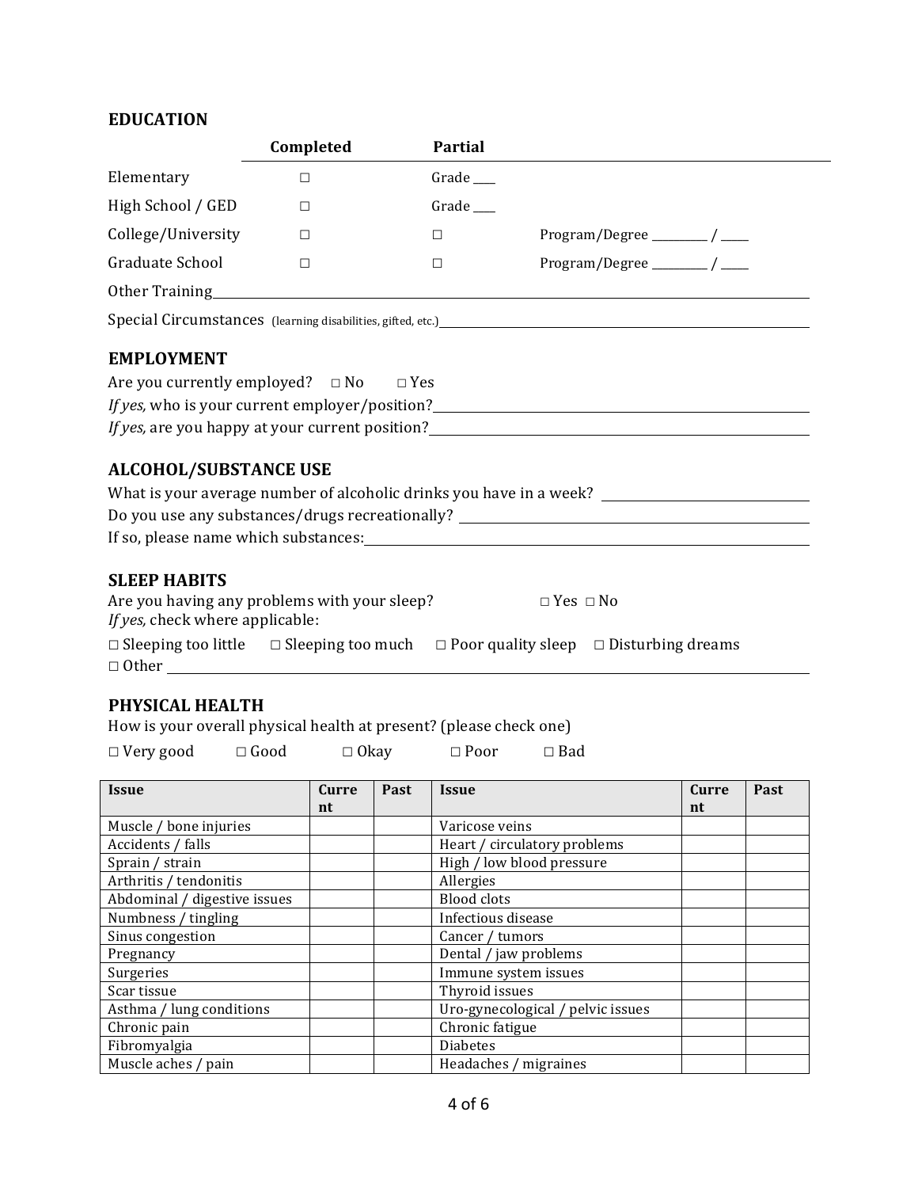## EDUCATION

| | Completed | Partial | |
|---|---|---|---|
| Elementary | □ | Grade ____ | |
| High School / GED | □ | Grade ____ | |
| College/University | □ | □ | Program/Degree __________ / _____ |
| Graduate School | □ | □ | Program/Degree __________ / _____ |

Other Training ______________________________________________________________

Special Circumstances (learning disabilities, gifted, etc.) ________________________________

## EMPLOYMENT

Are you currently employed? □ No □ Yes

*If yes,* who is your current employer/position? ______________________________________

*If yes,* are you happy at your current position? ______________________________________

## ALCOHOL/SUBSTANCE USE

What is your average number of alcoholic drinks you have in a week? ____________________

Do you use any substances/drugs recreationally? ______________________________________

If so, please name which substances: ______________________________________________

## SLEEP HABITS

Are you having any problems with your sleep? □ Yes □ No

*If yes,* check where applicable:

□ Sleeping too little □ Sleeping too much □ Poor quality sleep □ Disturbing dreams

□ Other ______________________________________________________________________

## PHYSICAL HEALTH

How is your overall physical health at present? (please check one)

□ Very good □ Good □ Okay □ Poor □ Bad

| Issue | Current | Past | Issue | Current | Past |
|---|---|---|---|---|---|
| Muscle / bone injuries | | | Varicose veins | | |
| Accidents / falls | | | Heart / circulatory problems | | |
| Sprain / strain | | | High / low blood pressure | | |
| Arthritis / tendonitis | | | Allergies | | |
| Abdominal / digestive issues | | | Blood clots | | |
| Numbness / tingling | | | Infectious disease | | |
| Sinus congestion | | | Cancer / tumors | | |
| Pregnancy | | | Dental / jaw problems | | |
| Surgeries | | | Immune system issues | | |
| Scar tissue | | | Thyroid issues | | |
| Asthma / lung conditions | | | Uro-gynecological / pelvic issues | | |
| Chronic pain | | | Chronic fatigue | | |
| Fibromyalgia | | | Diabetes | | |
| Muscle aches / pain | | | Headaches / migraines | | |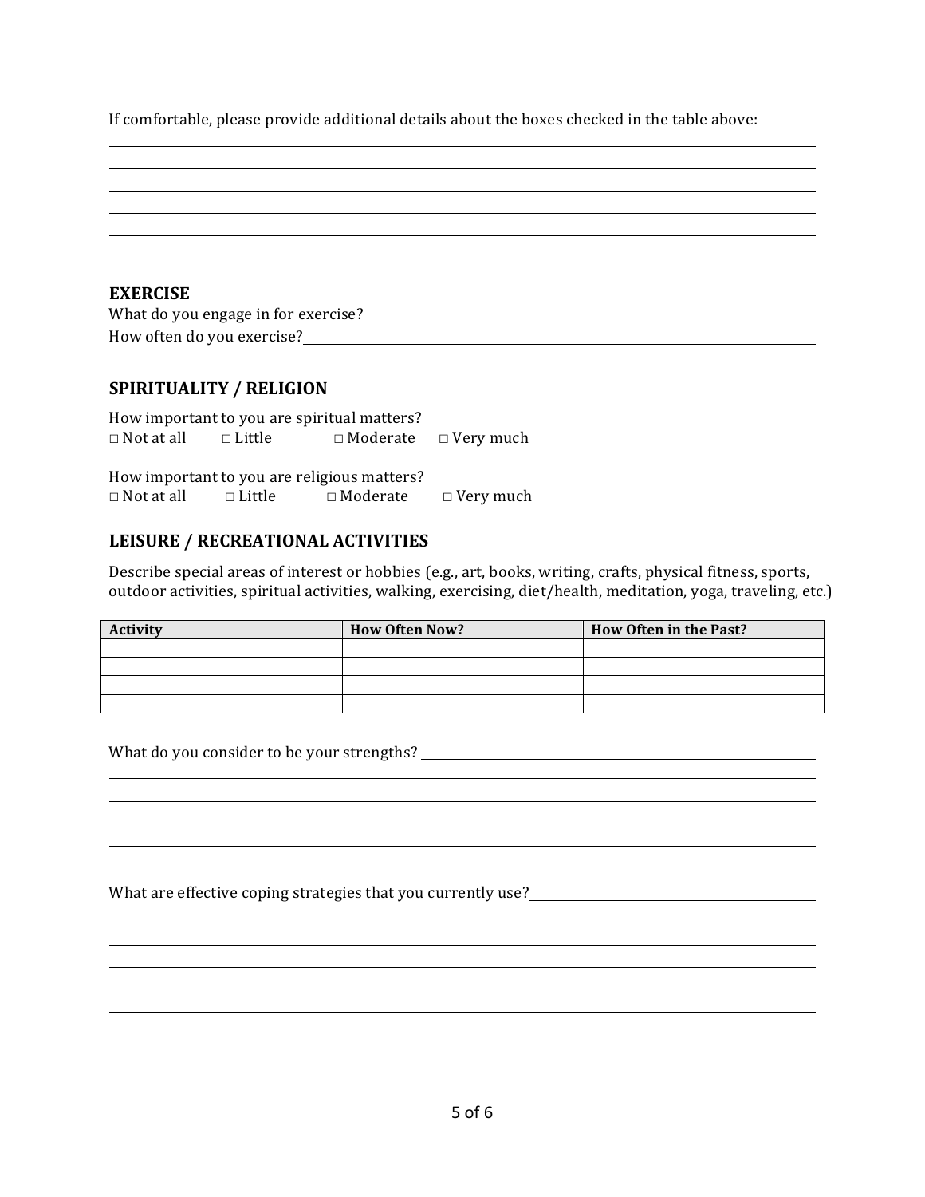If comfortable, please provide additional details about the boxes checked in the table above:

______________________________________________________________________________
______________________________________________________________________________
______________________________________________________________________________
______________________________________________________________________________
______________________________________________________________________________
______________________________________________________________________________

## EXERCISE

What do you engage in for exercise? ______________________________________________

How often do you exercise? ______________________________________________

## SPIRITUALITY / RELIGION

How important to you are spiritual matters?

□ Not at all  □ Little  □ Moderate  □ Very much

How important to you are religious matters?

□ Not at all  □ Little  □ Moderate  □ Very much

## LEISURE / RECREATIONAL ACTIVITIES

Describe special areas of interest or hobbies (e.g., art, books, writing, crafts, physical fitness, sports, outdoor activities, spiritual activities, walking, exercising, diet/health, meditation, yoga, traveling, etc.)

| Activity | How Often Now? | How Often in the Past? |
| --- | --- | --- |
| | | |
| | | |
| | | |
| | | |

What do you consider to be your strengths? ______________________________________________

______________________________________________________________________________
______________________________________________________________________________
______________________________________________________________________________
______________________________________________________________________________

What are effective coping strategies that you currently use? ______________________________

______________________________________________________________________________
______________________________________________________________________________
______________________________________________________________________________
______________________________________________________________________________
______________________________________________________________________________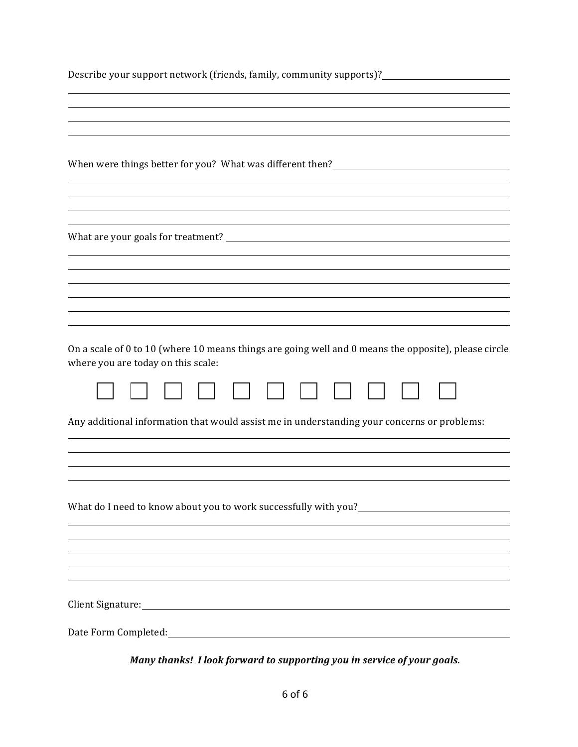Describe your support network (friends, family, community supports)? \_\_\_\_\_\_\_\_\_\_\_\_\_\_\_\_\_\_\_\_

When were things better for you? What was different then? \_\_\_\_\_\_\_\_\_\_\_\_\_\_\_\_\_\_\_\_

What are your goals for treatment? \_\_\_\_\_\_\_\_\_\_\_\_\_\_\_\_\_\_\_\_

On a scale of 0 to 10 (where 10 means things are going well and 0 means the opposite), please circle where you are today on this scale:

☐ ☐ ☐ ☐ ☐ ☐ ☐ ☐ ☐ ☐ ☐

Any additional information that would assist me in understanding your concerns or problems:

What do I need to know about you to work successfully with you? \_\_\_\_\_\_\_\_\_\_\_\_\_\_\_\_\_\_\_\_

Client Signature: \_\_\_\_\_\_\_\_\_\_\_\_\_\_\_\_\_\_\_\_

Date Form Completed: \_\_\_\_\_\_\_\_\_\_\_\_\_\_\_\_\_\_\_\_

***Many thanks! I look forward to supporting you in service of your goals.***